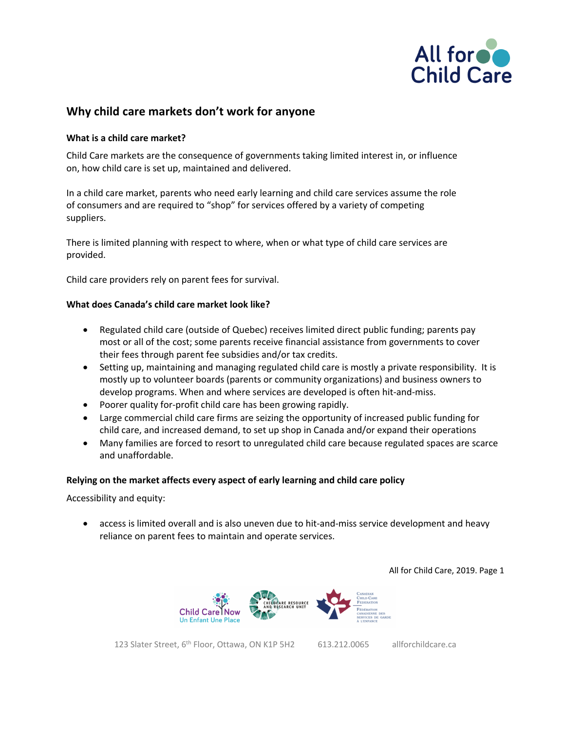# Why child care markets don't work for anyone

**What is a child care market?**

Child Care markets are the consequence of governments taking limited interest in, or influence on, how child care is set up, maintained and delivered.

In a child care market, parents who need early learning and child care services assume the role of consumers and are required to "shop" for services offered by a variety of competing suppliers.

There is limited planning with respect to where, when or what type of child care services are provided.

Child care providers rely on parent fees for survival.

**What does Canada's child care market look like?**

- Regulated child care (outside of Quebec) receives limited direct public funding; parents pay most or all of the cost; some parents receive financial assistance from governments to cover their fees through parent fee subsidies and/or tax credits.
- Setting up, maintaining and managing regulated child care is mostly a private responsibility. It is mostly up to volunteer boards (parents or community organizations) and business owners to develop programs. When and where services are developed is often hit-and-miss.
- Poorer quality for-profit child care has been growing rapidly.
- Large commercial child care firms are seizing the opportunity of increased public funding for child care, and increased demand, to set up shop in Canada and/or expand their operations
- Many families are forced to resort to unregulated child care because regulated spaces are scarce and unaffordable.

**Relying on the market affects every aspect of early learning and child care policy**

Accessibility and equity:

- access is limited overall and is also uneven due to hit-and-miss service development and heavy reliance on parent fees to maintain and operate services.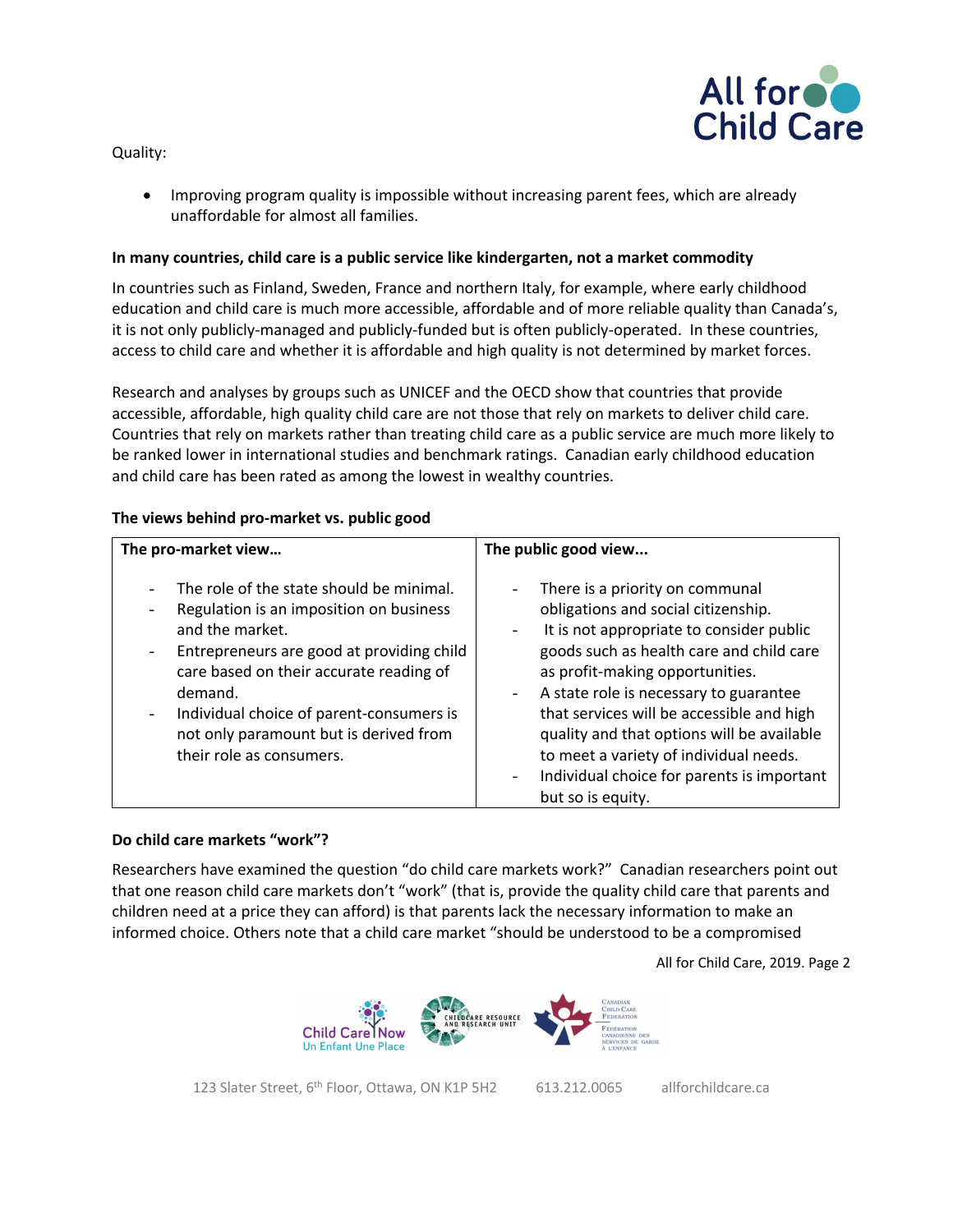Quality:

- Improving program quality is impossible without increasing parent fees, which are already unaffordable for almost all families.

**In many countries, child care is a public service like kindergarten, not a market commodity**

In countries such as Finland, Sweden, France and northern Italy, for example, where early childhood education and child care is much more accessible, affordable and of more reliable quality than Canada's, it is not only publicly-managed and publicly-funded but is often publicly-operated. In these countries, access to child care and whether it is affordable and high quality is not determined by market forces.

Research and analyses by groups such as UNICEF and the OECD show that countries that provide accessible, affordable, high quality child care are not those that rely on markets to deliver child care. Countries that rely on markets rather than treating child care as a public service are much more likely to be ranked lower in international studies and benchmark ratings. Canadian early childhood education and child care has been rated as among the lowest in wealthy countries.

**The views behind pro-market vs. public good**

| The pro-market view... | The public good view... |
| --- | --- |
| - The role of the state should be minimal.<br>- Regulation is an imposition on business and the market.<br>- Entrepreneurs are good at providing child care based on their accurate reading of demand.<br>- Individual choice of parent-consumers is not only paramount but is derived from their role as consumers. | - There is a priority on communal obligations and social citizenship.<br>- It is not appropriate to consider public goods such as health care and child care as profit-making opportunities.<br>- A state role is necessary to guarantee that services will be accessible and high quality and that options will be available to meet a variety of individual needs.<br>- Individual choice for parents is important but so is equity. |

**Do child care markets "work"?**

Researchers have examined the question "do child care markets work?" Canadian researchers point out that one reason child care markets don't "work" (that is, provide the quality child care that parents and children need at a price they can afford) is that parents lack the necessary information to make an informed choice. Others note that a child care market "should be understood to be a compromised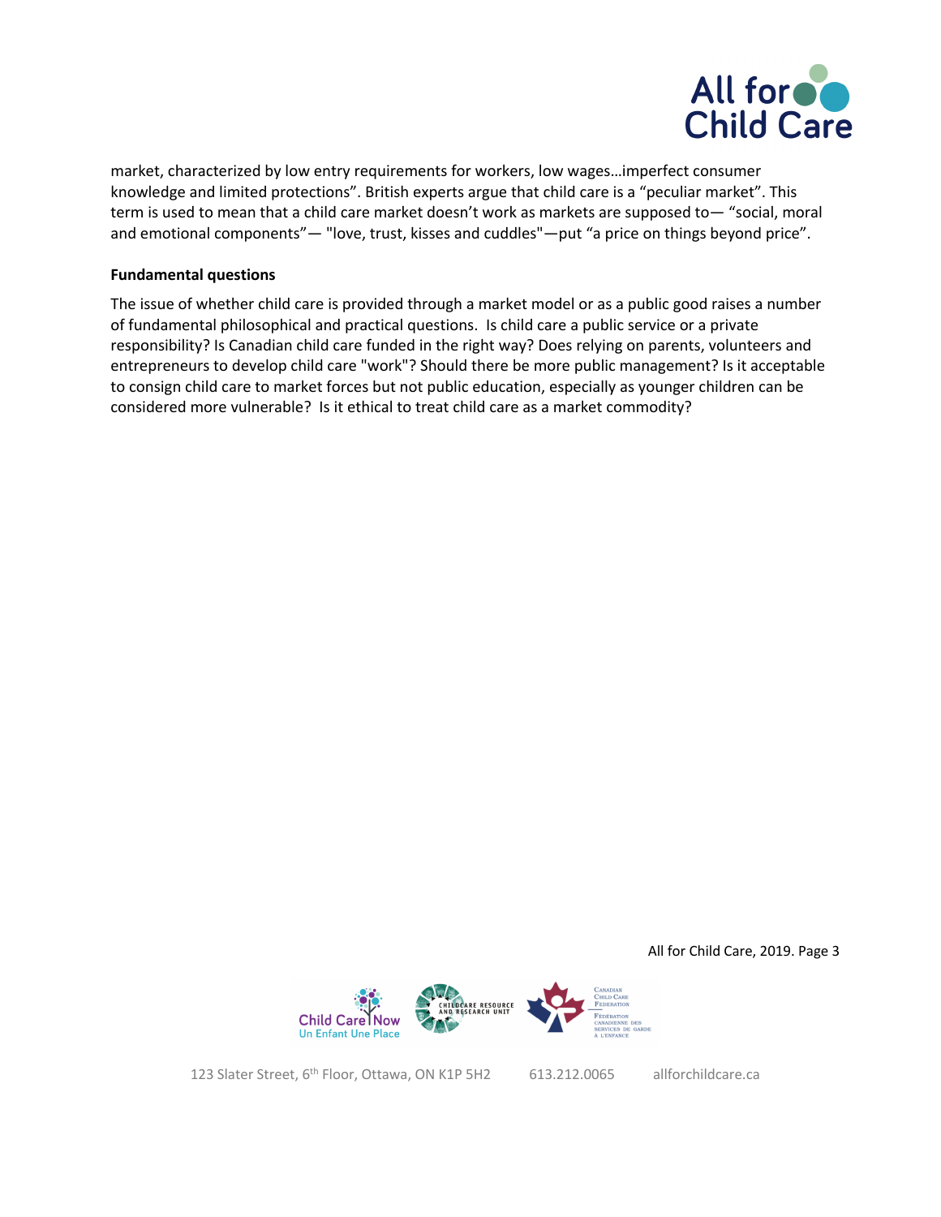market, characterized by low entry requirements for workers, low wages…imperfect consumer knowledge and limited protections". British experts argue that child care is a "peculiar market". This term is used to mean that a child care market doesn't work as markets are supposed to— "social, moral and emotional components"— "love, trust, kisses and cuddles"—put "a price on things beyond price".

**Fundamental questions**

The issue of whether child care is provided through a market model or as a public good raises a number of fundamental philosophical and practical questions. Is child care a public service or a private responsibility? Is Canadian child care funded in the right way? Does relying on parents, volunteers and entrepreneurs to develop child care "work"? Should there be more public management? Is it acceptable to consign child care to market forces but not public education, especially as younger children can be considered more vulnerable? Is it ethical to treat child care as a market commodity?